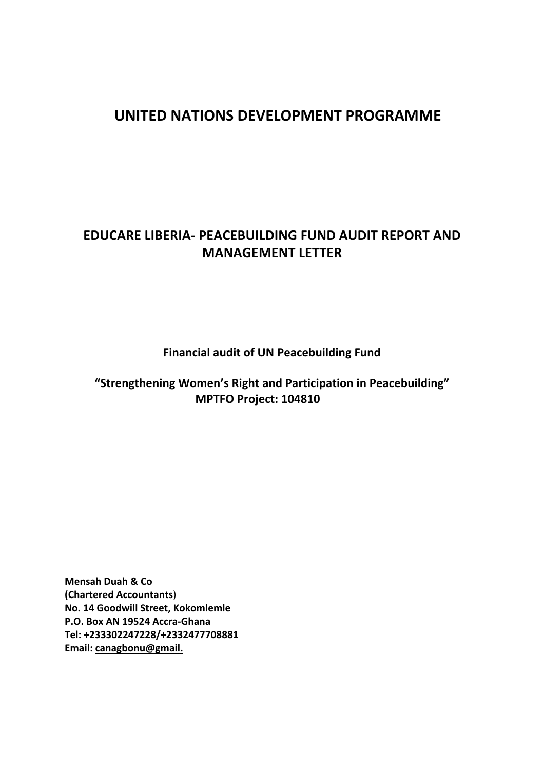# UNITED NATIONS DEVELOPMENT PROGRAMME

## EDUCARE LIBERIA- PEACEBUILDING FUND AUDIT REPORT AND MANAGEMENT LETTER

**Financial audit of UN Peacebuilding Fund**

**“Strengthening Women’s Right and Participation in Peacebuilding”**
**MPTFO Project: 104810**

**Mensah Duah & Co**
**(Chartered Accountants)**
**No. 14 Goodwill Street, Kokomlemle**
**P.O. Box AN 19524 Accra-Ghana**
**Tel: +233302247228/+2332477708881**
**Email: canagbonu@gmail.**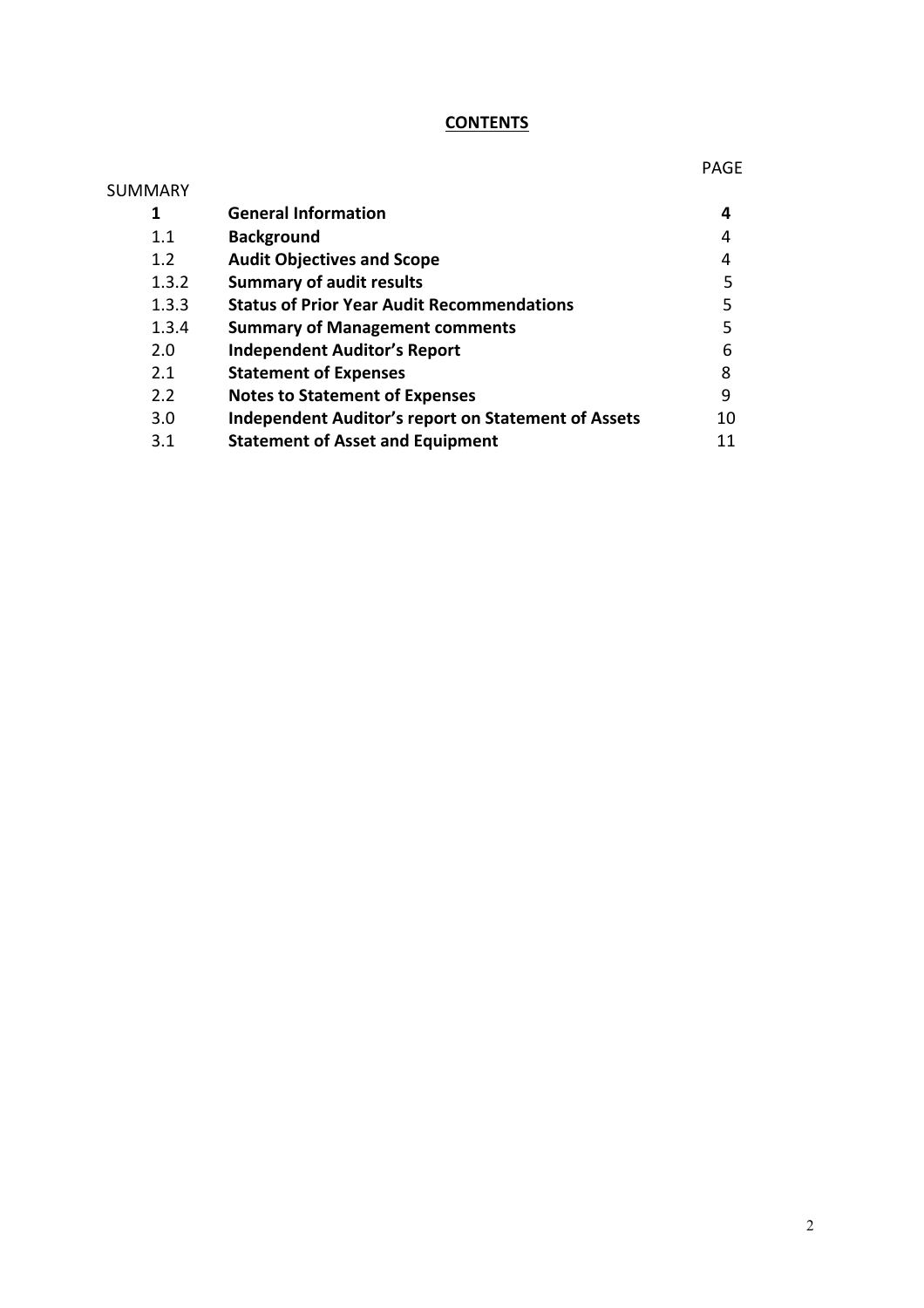# **CONTENTS**

| | | PAGE |
|---|---|---|
| SUMMARY | | |
| **1** | **General Information** | **4** |
| 1.1 | **Background** | 4 |
| 1.2 | **Audit Objectives and Scope** | 4 |
| 1.3.2 | **Summary of audit results** | 5 |
| 1.3.3 | **Status of Prior Year Audit Recommendations** | 5 |
| 1.3.4 | **Summary of Management comments** | 5 |
| 2.0 | **Independent Auditor's Report** | 6 |
| 2.1 | **Statement of Expenses** | 8 |
| 2.2 | **Notes to Statement of Expenses** | 9 |
| 3.0 | **Independent Auditor's report on Statement of Assets** | 10 |
| 3.1 | **Statement of Asset and Equipment** | 11 |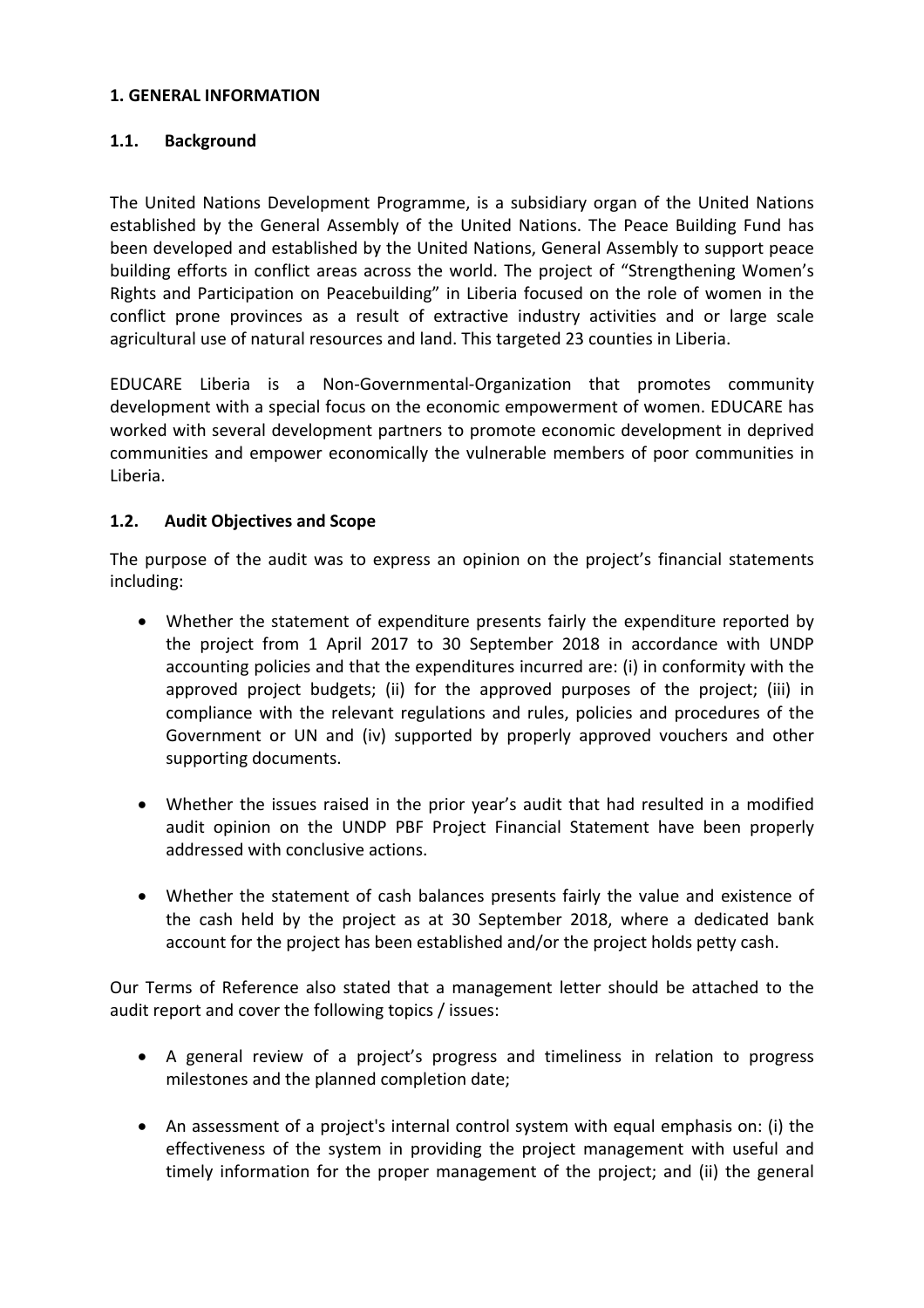## 1. GENERAL INFORMATION

### 1.1. Background

The United Nations Development Programme, is a subsidiary organ of the United Nations established by the General Assembly of the United Nations. The Peace Building Fund has been developed and established by the United Nations, General Assembly to support peace building efforts in conflict areas across the world. The project of "Strengthening Women's Rights and Participation on Peacebuilding" in Liberia focused on the role of women in the conflict prone provinces as a result of extractive industry activities and or large scale agricultural use of natural resources and land. This targeted 23 counties in Liberia.

EDUCARE Liberia is a Non-Governmental-Organization that promotes community development with a special focus on the economic empowerment of women. EDUCARE has worked with several development partners to promote economic development in deprived communities and empower economically the vulnerable members of poor communities in Liberia.

### 1.2. Audit Objectives and Scope

The purpose of the audit was to express an opinion on the project's financial statements including:

- Whether the statement of expenditure presents fairly the expenditure reported by the project from 1 April 2017 to 30 September 2018 in accordance with UNDP accounting policies and that the expenditures incurred are: (i) in conformity with the approved project budgets; (ii) for the approved purposes of the project; (iii) in compliance with the relevant regulations and rules, policies and procedures of the Government or UN and (iv) supported by properly approved vouchers and other supporting documents.

- Whether the issues raised in the prior year's audit that had resulted in a modified audit opinion on the UNDP PBF Project Financial Statement have been properly addressed with conclusive actions.

- Whether the statement of cash balances presents fairly the value and existence of the cash held by the project as at 30 September 2018, where a dedicated bank account for the project has been established and/or the project holds petty cash.

Our Terms of Reference also stated that a management letter should be attached to the audit report and cover the following topics / issues:

- A general review of a project's progress and timeliness in relation to progress milestones and the planned completion date;

- An assessment of a project's internal control system with equal emphasis on: (i) the effectiveness of the system in providing the project management with useful and timely information for the proper management of the project; and (ii) the general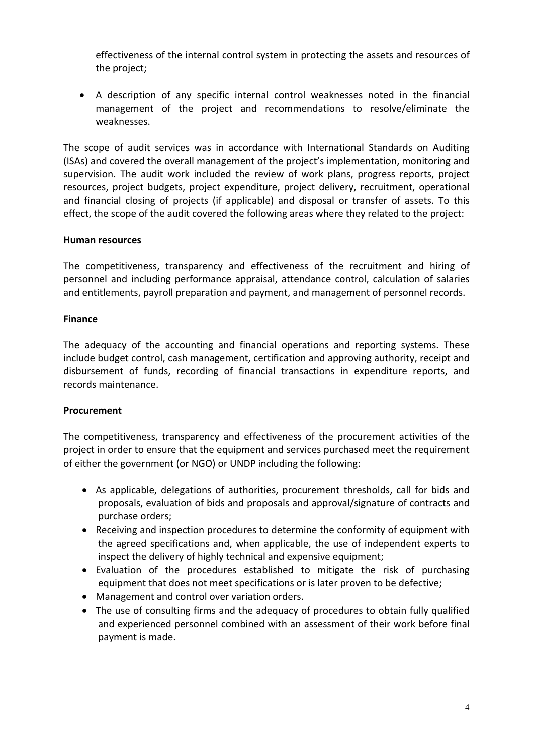effectiveness of the internal control system in protecting the assets and resources of the project;

- A description of any specific internal control weaknesses noted in the financial management of the project and recommendations to resolve/eliminate the weaknesses.

The scope of audit services was in accordance with International Standards on Auditing (ISAs) and covered the overall management of the project's implementation, monitoring and supervision. The audit work included the review of work plans, progress reports, project resources, project budgets, project expenditure, project delivery, recruitment, operational and financial closing of projects (if applicable) and disposal or transfer of assets. To this effect, the scope of the audit covered the following areas where they related to the project:

**Human resources**

The competitiveness, transparency and effectiveness of the recruitment and hiring of personnel and including performance appraisal, attendance control, calculation of salaries and entitlements, payroll preparation and payment, and management of personnel records.

**Finance**

The adequacy of the accounting and financial operations and reporting systems. These include budget control, cash management, certification and approving authority, receipt and disbursement of funds, recording of financial transactions in expenditure reports, and records maintenance.

**Procurement**

The competitiveness, transparency and effectiveness of the procurement activities of the project in order to ensure that the equipment and services purchased meet the requirement of either the government (or NGO) or UNDP including the following:

- As applicable, delegations of authorities, procurement thresholds, call for bids and proposals, evaluation of bids and proposals and approval/signature of contracts and purchase orders;
- Receiving and inspection procedures to determine the conformity of equipment with the agreed specifications and, when applicable, the use of independent experts to inspect the delivery of highly technical and expensive equipment;
- Evaluation of the procedures established to mitigate the risk of purchasing equipment that does not meet specifications or is later proven to be defective;
- Management and control over variation orders.
- The use of consulting firms and the adequacy of procedures to obtain fully qualified and experienced personnel combined with an assessment of their work before final payment is made.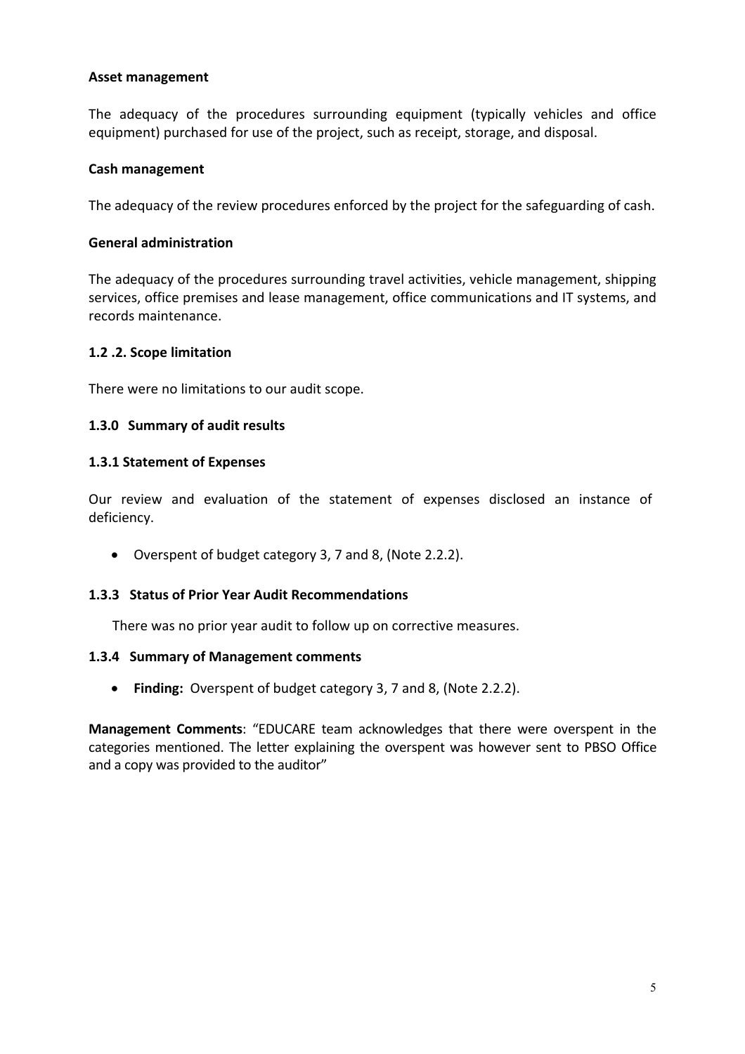**Asset management**

The adequacy of the procedures surrounding equipment (typically vehicles and office equipment) purchased for use of the project, such as receipt, storage, and disposal.

**Cash management**

The adequacy of the review procedures enforced by the project for the safeguarding of cash.

**General administration**

The adequacy of the procedures surrounding travel activities, vehicle management, shipping services, office premises and lease management, office communications and IT systems, and records maintenance.

### 1.2 .2. Scope limitation

There were no limitations to our audit scope.

### 1.3.0 Summary of audit results

### 1.3.1 Statement of Expenses

Our review and evaluation of the statement of expenses disclosed an instance of deficiency.

- Overspent of budget category 3, 7 and 8, (Note 2.2.2).

### 1.3.3 Status of Prior Year Audit Recommendations

There was no prior year audit to follow up on corrective measures.

### 1.3.4 Summary of Management comments

- **Finding:** Overspent of budget category 3, 7 and 8, (Note 2.2.2).

**Management Comments**: "EDUCARE team acknowledges that there were overspent in the categories mentioned. The letter explaining the overspent was however sent to PBSO Office and a copy was provided to the auditor"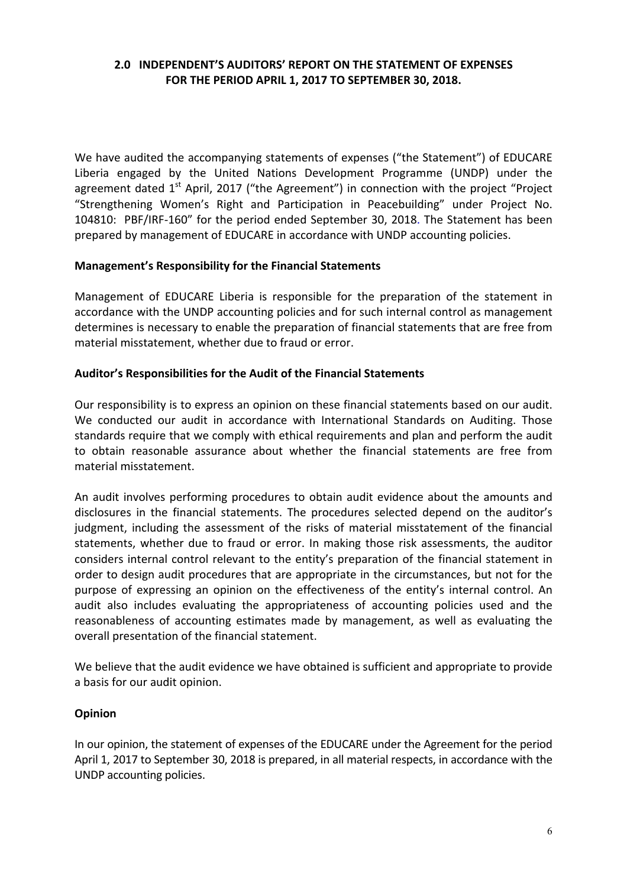## 2.0 INDEPENDENT'S AUDITORS' REPORT ON THE STATEMENT OF EXPENSES FOR THE PERIOD APRIL 1, 2017 TO SEPTEMBER 30, 2018.

We have audited the accompanying statements of expenses ("the Statement") of EDUCARE Liberia engaged by the United Nations Development Programme (UNDP) under the agreement dated 1st April, 2017 ("the Agreement") in connection with the project "Project "Strengthening Women's Right and Participation in Peacebuilding" under Project No. 104810: PBF/IRF-160" for the period ended September 30, 2018. The Statement has been prepared by management of EDUCARE in accordance with UNDP accounting policies.

**Management's Responsibility for the Financial Statements**

Management of EDUCARE Liberia is responsible for the preparation of the statement in accordance with the UNDP accounting policies and for such internal control as management determines is necessary to enable the preparation of financial statements that are free from material misstatement, whether due to fraud or error.

**Auditor's Responsibilities for the Audit of the Financial Statements**

Our responsibility is to express an opinion on these financial statements based on our audit. We conducted our audit in accordance with International Standards on Auditing. Those standards require that we comply with ethical requirements and plan and perform the audit to obtain reasonable assurance about whether the financial statements are free from material misstatement.

An audit involves performing procedures to obtain audit evidence about the amounts and disclosures in the financial statements. The procedures selected depend on the auditor's judgment, including the assessment of the risks of material misstatement of the financial statements, whether due to fraud or error. In making those risk assessments, the auditor considers internal control relevant to the entity's preparation of the financial statement in order to design audit procedures that are appropriate in the circumstances, but not for the purpose of expressing an opinion on the effectiveness of the entity's internal control. An audit also includes evaluating the appropriateness of accounting policies used and the reasonableness of accounting estimates made by management, as well as evaluating the overall presentation of the financial statement.

We believe that the audit evidence we have obtained is sufficient and appropriate to provide a basis for our audit opinion.

**Opinion**

In our opinion, the statement of expenses of the EDUCARE under the Agreement for the period April 1, 2017 to September 30, 2018 is prepared, in all material respects, in accordance with the UNDP accounting policies.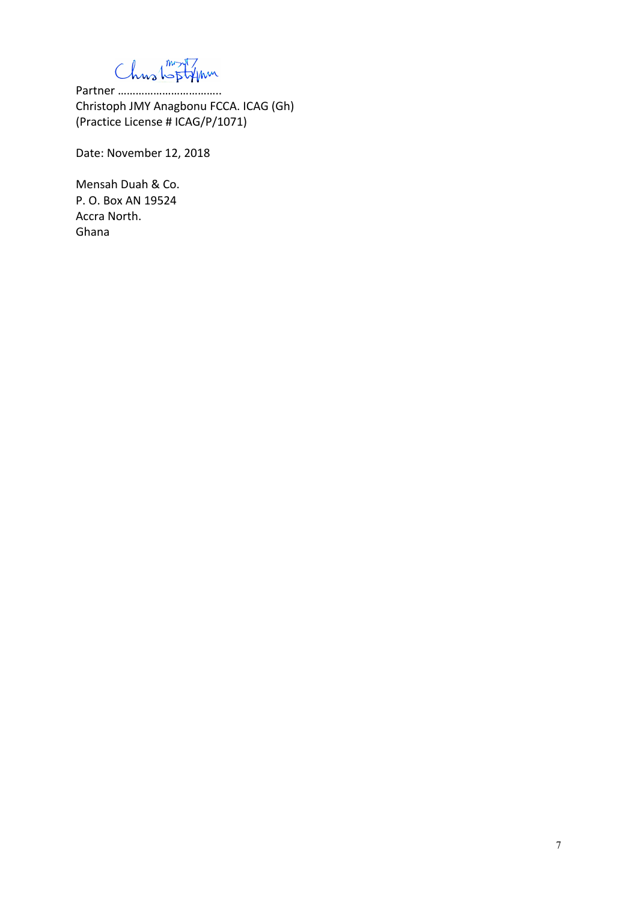Partner ……………………………..
Christoph JMY Anagbonu FCCA. ICAG (Gh)
(Practice License # ICAG/P/1071)

Date: November 12, 2018

Mensah Duah & Co.
P. O. Box AN 19524
Accra North.
Ghana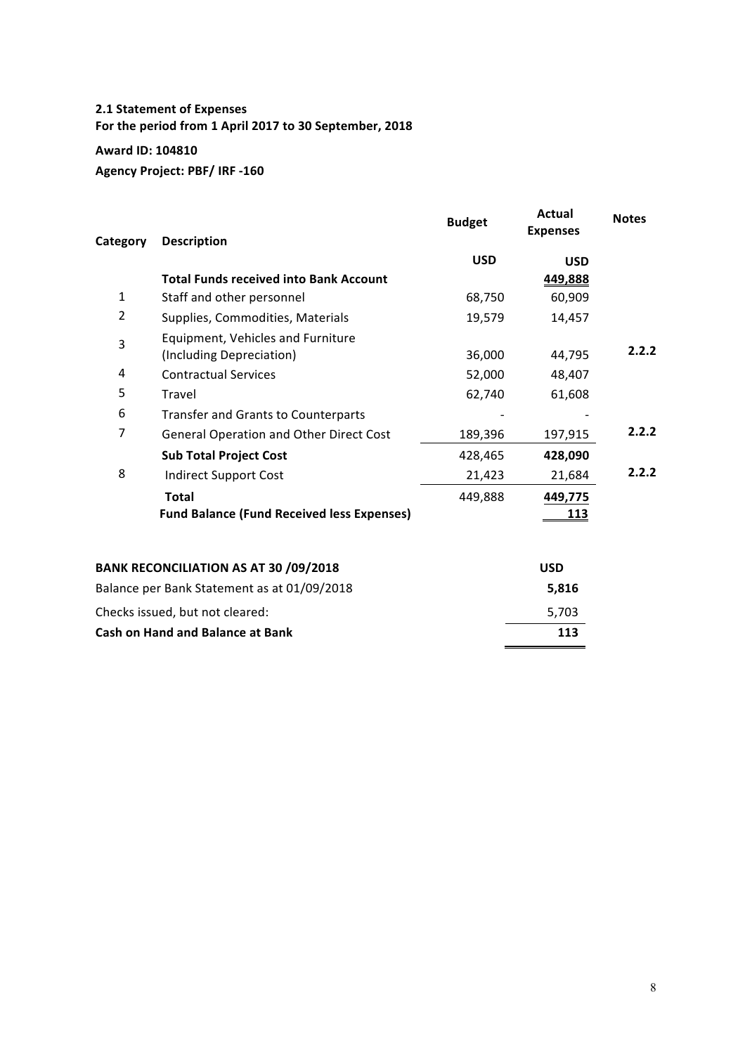**2.1 Statement of Expenses**
**For the period from 1 April 2017 to 30 September, 2018**

**Award ID: 104810**

**Agency Project: PBF/ IRF -160**

| Category | Description | Budget | Actual Expenses | Notes |
|---|---|---|---|---|
| | | USD | USD | |
| | **Total Funds received into Bank Account** | | 449,888 | |
| 1 | Staff and other personnel | 68,750 | 60,909 | |
| 2 | Supplies, Commodities, Materials | 19,579 | 14,457 | |
| 3 | Equipment, Vehicles and Furniture (Including Depreciation) | 36,000 | 44,795 | **2.2.2** |
| 4 | Contractual Services | 52,000 | 48,407 | |
| 5 | Travel | 62,740 | 61,608 | |
| 6 | Transfer and Grants to Counterparts | - | - | |
| 7 | General Operation and Other Direct Cost | 189,396 | 197,915 | **2.2.2** |
| | **Sub Total Project Cost** | 428,465 | **428,090** | |
| 8 | Indirect Support Cost | 21,423 | 21,684 | **2.2.2** |
| | **Total** | 449,888 | **449,775** | |
| | **Fund Balance (Fund Received less Expenses)** | | **113** | |

| BANK RECONCILIATION AS AT 30 /09/2018 | USD |
|---|---|
| Balance per Bank Statement as at 01/09/2018 | **5,816** |
| Checks issued, but not cleared: | 5,703 |
| **Cash on Hand and Balance at Bank** | **113** |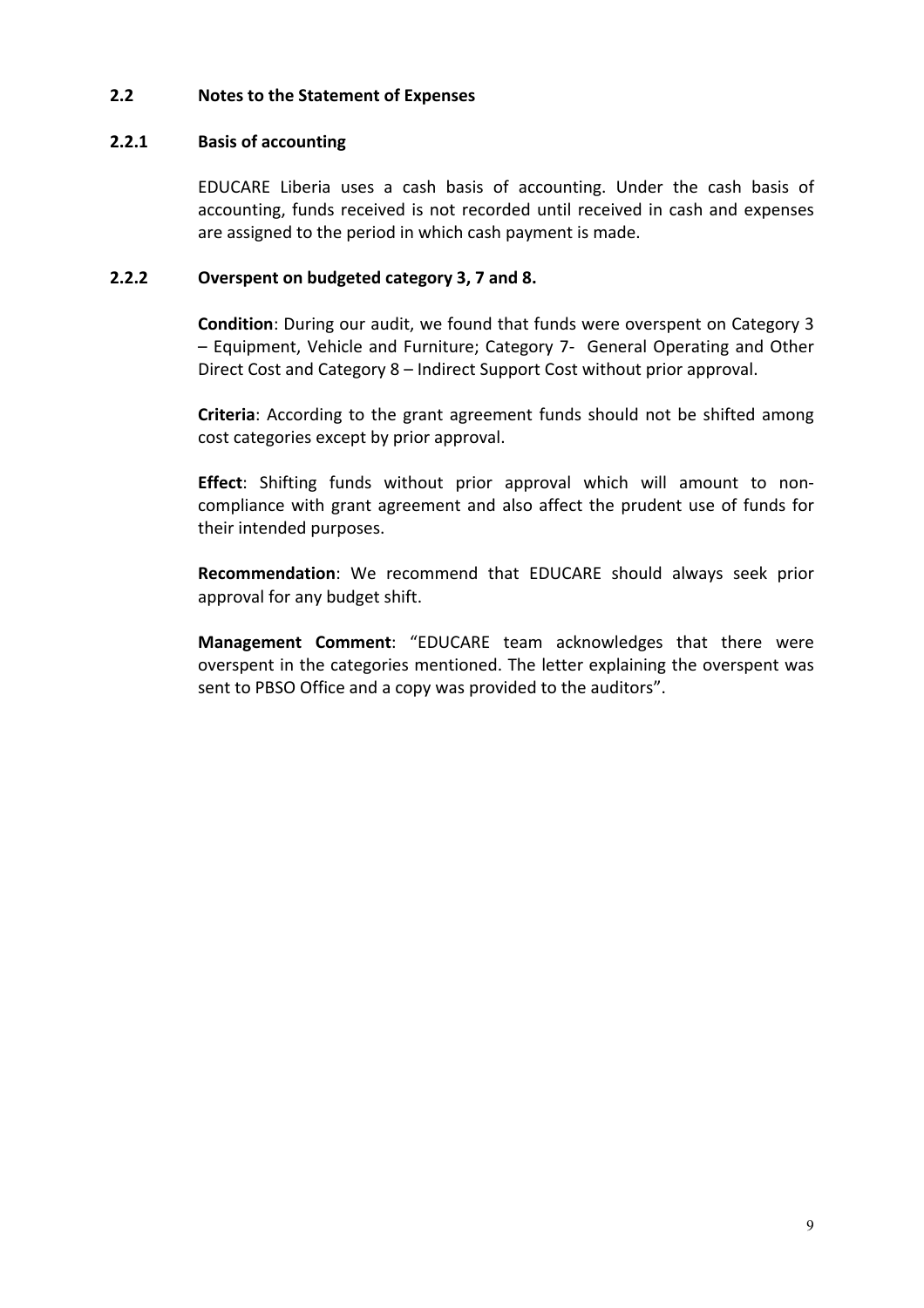## 2.2 Notes to the Statement of Expenses

### 2.2.1 Basis of accounting

EDUCARE Liberia uses a cash basis of accounting. Under the cash basis of accounting, funds received is not recorded until received in cash and expenses are assigned to the period in which cash payment is made.

### 2.2.2 Overspent on budgeted category 3, 7 and 8.

**Condition**: During our audit, we found that funds were overspent on Category 3 – Equipment, Vehicle and Furniture; Category 7- General Operating and Other Direct Cost and Category 8 – Indirect Support Cost without prior approval.

**Criteria**: According to the grant agreement funds should not be shifted among cost categories except by prior approval.

**Effect**: Shifting funds without prior approval which will amount to non-compliance with grant agreement and also affect the prudent use of funds for their intended purposes.

**Recommendation**: We recommend that EDUCARE should always seek prior approval for any budget shift.

**Management Comment**: "EDUCARE team acknowledges that there were overspent in the categories mentioned. The letter explaining the overspent was sent to PBSO Office and a copy was provided to the auditors".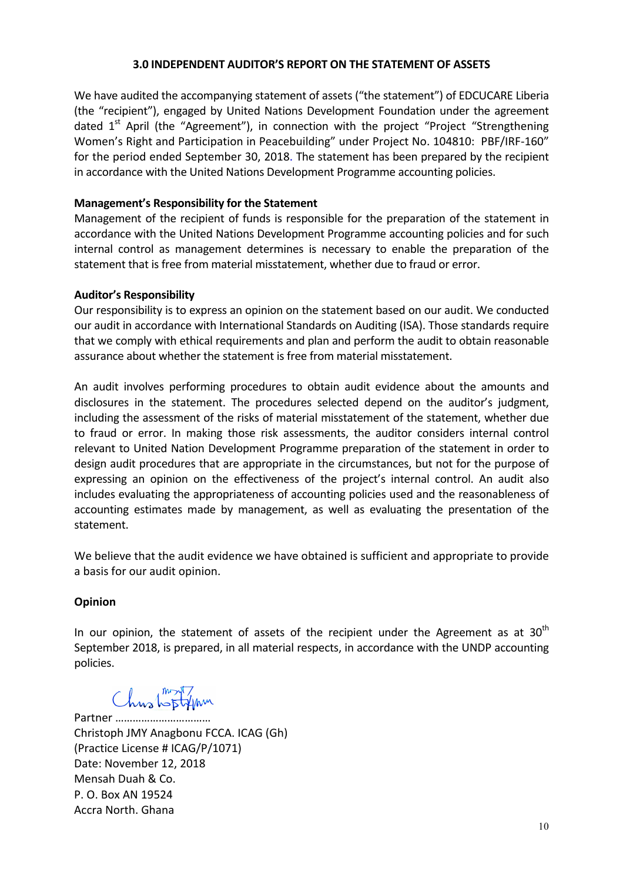### 3.0 INDEPENDENT AUDITOR'S REPORT ON THE STATEMENT OF ASSETS

We have audited the accompanying statement of assets ("the statement") of EDCUCARE Liberia (the "recipient"), engaged by United Nations Development Foundation under the agreement dated 1st April (the "Agreement"), in connection with the project "Project "Strengthening Women's Right and Participation in Peacebuilding" under Project No. 104810: PBF/IRF-160" for the period ended September 30, 2018. The statement has been prepared by the recipient in accordance with the United Nations Development Programme accounting policies.

**Management's Responsibility for the Statement**

Management of the recipient of funds is responsible for the preparation of the statement in accordance with the United Nations Development Programme accounting policies and for such internal control as management determines is necessary to enable the preparation of the statement that is free from material misstatement, whether due to fraud or error.

**Auditor's Responsibility**

Our responsibility is to express an opinion on the statement based on our audit. We conducted our audit in accordance with International Standards on Auditing (ISA). Those standards require that we comply with ethical requirements and plan and perform the audit to obtain reasonable assurance about whether the statement is free from material misstatement.

An audit involves performing procedures to obtain audit evidence about the amounts and disclosures in the statement. The procedures selected depend on the auditor's judgment, including the assessment of the risks of material misstatement of the statement, whether due to fraud or error. In making those risk assessments, the auditor considers internal control relevant to United Nation Development Programme preparation of the statement in order to design audit procedures that are appropriate in the circumstances, but not for the purpose of expressing an opinion on the effectiveness of the project's internal control. An audit also includes evaluating the appropriateness of accounting policies used and the reasonableness of accounting estimates made by management, as well as evaluating the presentation of the statement.

We believe that the audit evidence we have obtained is sufficient and appropriate to provide a basis for our audit opinion.

**Opinion**

In our opinion, the statement of assets of the recipient under the Agreement as at 30th September 2018, is prepared, in all material respects, in accordance with the UNDP accounting policies.

Partner ……………………………
Christoph JMY Anagbonu FCCA. ICAG (Gh)
(Practice License # ICAG/P/1071)
Date: November 12, 2018
Mensah Duah & Co.
P. O. Box AN 19524
Accra North. Ghana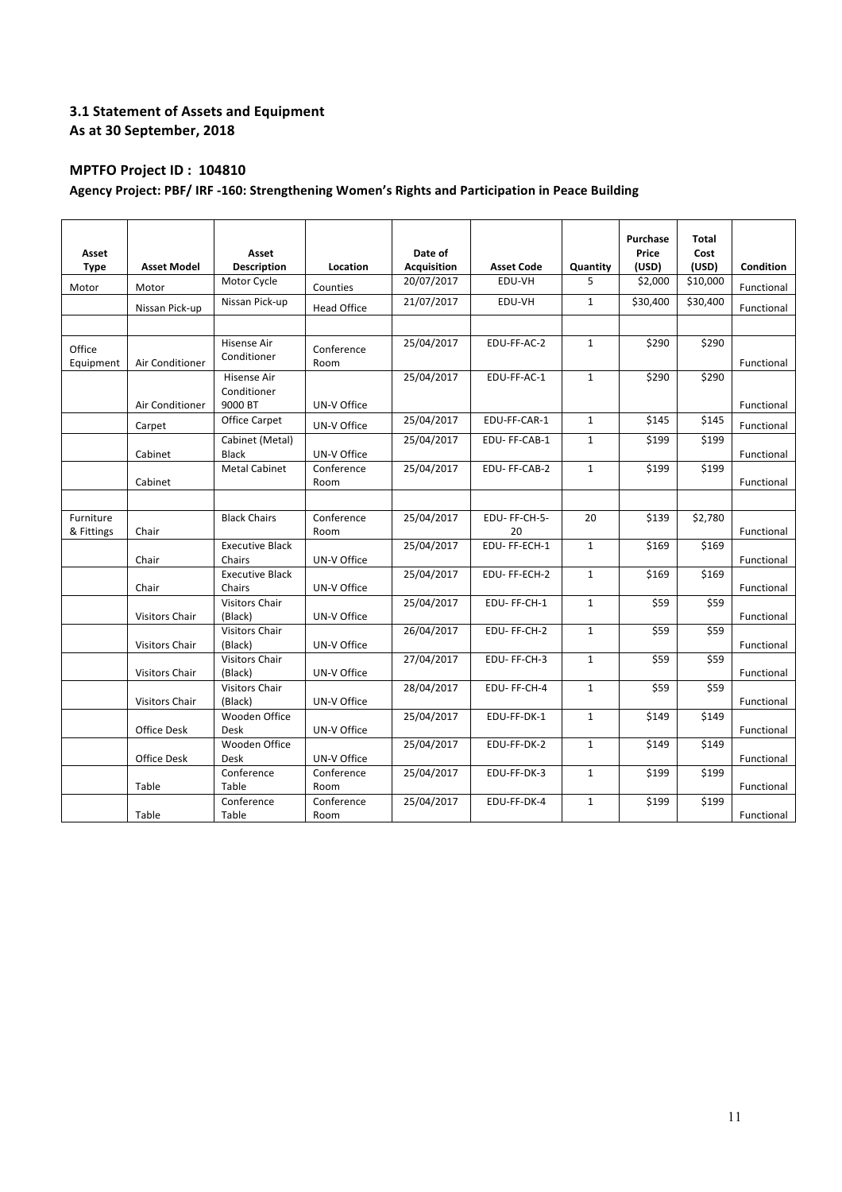### 3.1 Statement of Assets and Equipment
### As at 30 September, 2018

### MPTFO Project ID : 104810

**Agency Project: PBF/ IRF -160: Strengthening Women's Rights and Participation in Peace Building**

| Asset Type | Asset Model | Asset Description | Location | Date of Acquisition | Asset Code | Quantity | Purchase Price (USD) | Total Cost (USD) | Condition |
|---|---|---|---|---|---|---|---|---|---|
| Motor | Motor | Motor Cycle | Counties | 20/07/2017 | EDU-VH | 5 | $2,000 | $10,000 | Functional |
| | Nissan Pick-up | Nissan Pick-up | Head Office | 21/07/2017 | EDU-VH | 1 | $30,400 | $30,400 | Functional |
| | | | | | | | | | |
| Office Equipment | Air Conditioner | Hisense Air Conditioner | Conference Room | 25/04/2017 | EDU-FF-AC-2 | 1 | $290 | $290 | Functional |
| | Air Conditioner | Hisense Air Conditioner 9000 BT | UN-V Office | 25/04/2017 | EDU-FF-AC-1 | 1 | $290 | $290 | Functional |
| | Carpet | Office Carpet | UN-V Office | 25/04/2017 | EDU-FF-CAR-1 | 1 | $145 | $145 | Functional |
| | Cabinet | Cabinet (Metal) Black | UN-V Office | 25/04/2017 | EDU- FF-CAB-1 | 1 | $199 | $199 | Functional |
| | Cabinet | Metal Cabinet | Conference Room | 25/04/2017 | EDU- FF-CAB-2 | 1 | $199 | $199 | Functional |
| | | | | | | | | | |
| Furniture & Fittings | Chair | Black Chairs | Conference Room | 25/04/2017 | EDU- FF-CH-5-20 | 20 | $139 | $2,780 | Functional |
| | Chair | Executive Black Chairs | UN-V Office | 25/04/2017 | EDU- FF-ECH-1 | 1 | $169 | $169 | Functional |
| | Chair | Executive Black Chairs | UN-V Office | 25/04/2017 | EDU- FF-ECH-2 | 1 | $169 | $169 | Functional |
| | Visitors Chair | Visitors Chair (Black) | UN-V Office | 25/04/2017 | EDU- FF-CH-1 | 1 | $59 | $59 | Functional |
| | Visitors Chair | Visitors Chair (Black) | UN-V Office | 26/04/2017 | EDU- FF-CH-2 | 1 | $59 | $59 | Functional |
| | Visitors Chair | Visitors Chair (Black) | UN-V Office | 27/04/2017 | EDU- FF-CH-3 | 1 | $59 | $59 | Functional |
| | Visitors Chair | Visitors Chair (Black) | UN-V Office | 28/04/2017 | EDU- FF-CH-4 | 1 | $59 | $59 | Functional |
| | Office Desk | Wooden Office Desk | UN-V Office | 25/04/2017 | EDU-FF-DK-1 | 1 | $149 | $149 | Functional |
| | Office Desk | Wooden Office Desk | UN-V Office | 25/04/2017 | EDU-FF-DK-2 | 1 | $149 | $149 | Functional |
| | Table | Conference Table | Conference Room | 25/04/2017 | EDU-FF-DK-3 | 1 | $199 | $199 | Functional |
| | Table | Conference Table | Conference Room | 25/04/2017 | EDU-FF-DK-4 | 1 | $199 | $199 | Functional |